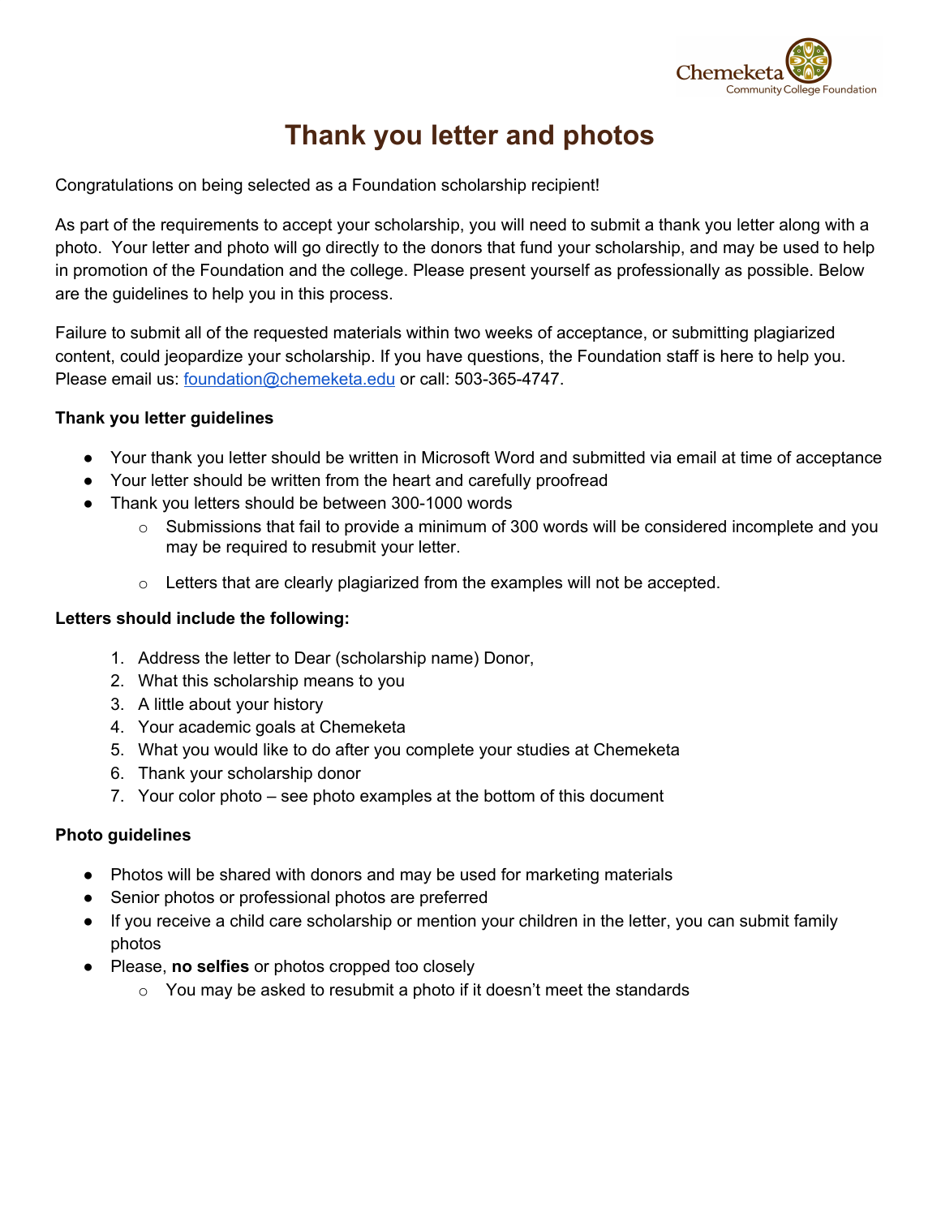# Thank you letter and photos

Congratulations on being selected as a Foundation scholarship recipient!

As part of the requirements to accept your scholarship, you will need to submit a thank you letter along with a photo. Your letter and photo will go directly to the donors that fund your scholarship, and may be used to help in promotion of the Foundation and the college. Please present yourself as professionally as possible. Below are the guidelines to help you in this process.

Failure to submit all of the requested materials within two weeks of acceptance, or submitting plagiarized content, could jeopardize your scholarship. If you have questions, the Foundation staff is here to help you. Please email us: [foundation@chemeketa.edu](mailto:foundation@chemeketa.edu) or call: 503-365-4747.

**Thank you letter guidelines**

- Your thank you letter should be written in Microsoft Word and submitted via email at time of acceptance
- Your letter should be written from the heart and carefully proofread
- Thank you letters should be between 300-1000 words
  - Submissions that fail to provide a minimum of 300 words will be considered incomplete and you may be required to resubmit your letter.
  - Letters that are clearly plagiarized from the examples will not be accepted.

**Letters should include the following:**

1. Address the letter to Dear (scholarship name) Donor,
2. What this scholarship means to you
3. A little about your history
4. Your academic goals at Chemeketa
5. What you would like to do after you complete your studies at Chemeketa
6. Thank your scholarship donor
7. Your color photo – see photo examples at the bottom of this document

**Photo guidelines**

- Photos will be shared with donors and may be used for marketing materials
- Senior photos or professional photos are preferred
- If you receive a child care scholarship or mention your children in the letter, you can submit family photos
- Please, **no selfies** or photos cropped too closely
  - You may be asked to resubmit a photo if it doesn't meet the standards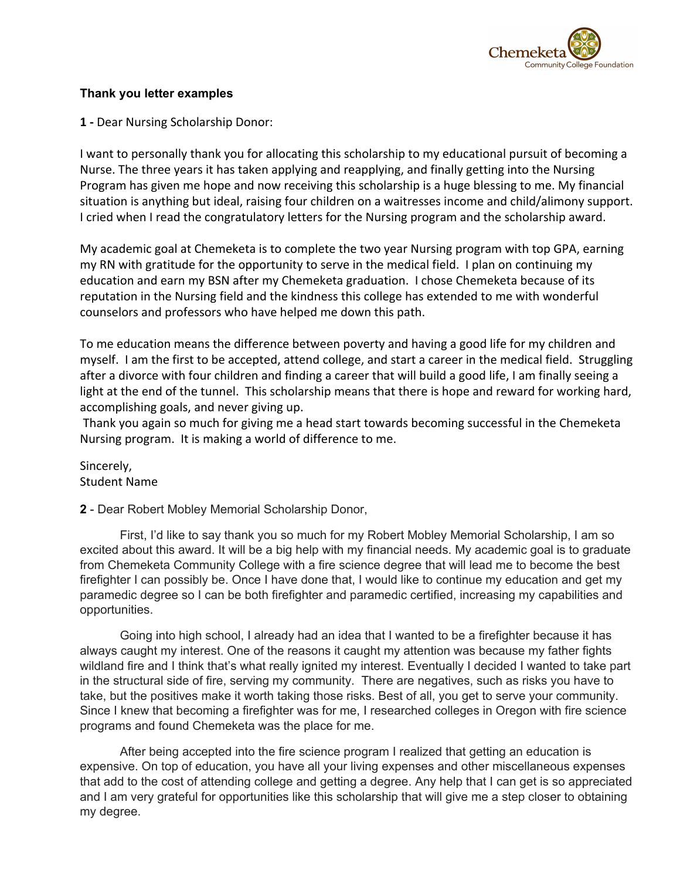**Thank you letter examples**

**1 -** Dear Nursing Scholarship Donor:

I want to personally thank you for allocating this scholarship to my educational pursuit of becoming a Nurse. The three years it has taken applying and reapplying, and finally getting into the Nursing Program has given me hope and now receiving this scholarship is a huge blessing to me. My financial situation is anything but ideal, raising four children on a waitresses income and child/alimony support. I cried when I read the congratulatory letters for the Nursing program and the scholarship award.

My academic goal at Chemeketa is to complete the two year Nursing program with top GPA, earning my RN with gratitude for the opportunity to serve in the medical field. I plan on continuing my education and earn my BSN after my Chemeketa graduation. I chose Chemeketa because of its reputation in the Nursing field and the kindness this college has extended to me with wonderful counselors and professors who have helped me down this path.

To me education means the difference between poverty and having a good life for my children and myself. I am the first to be accepted, attend college, and start a career in the medical field. Struggling after a divorce with four children and finding a career that will build a good life, I am finally seeing a light at the end of the tunnel. This scholarship means that there is hope and reward for working hard, accomplishing goals, and never giving up.

Thank you again so much for giving me a head start towards becoming successful in the Chemeketa Nursing program. It is making a world of difference to me.

Sincerely,
Student Name

**2** - Dear Robert Mobley Memorial Scholarship Donor,

First, I'd like to say thank you so much for my Robert Mobley Memorial Scholarship, I am so excited about this award. It will be a big help with my financial needs. My academic goal is to graduate from Chemeketa Community College with a fire science degree that will lead me to become the best firefighter I can possibly be. Once I have done that, I would like to continue my education and get my paramedic degree so I can be both firefighter and paramedic certified, increasing my capabilities and opportunities.

Going into high school, I already had an idea that I wanted to be a firefighter because it has always caught my interest. One of the reasons it caught my attention was because my father fights wildland fire and I think that's what really ignited my interest. Eventually I decided I wanted to take part in the structural side of fire, serving my community. There are negatives, such as risks you have to take, but the positives make it worth taking those risks. Best of all, you get to serve your community. Since I knew that becoming a firefighter was for me, I researched colleges in Oregon with fire science programs and found Chemeketa was the place for me.

After being accepted into the fire science program I realized that getting an education is expensive. On top of education, you have all your living expenses and other miscellaneous expenses that add to the cost of attending college and getting a degree. Any help that I can get is so appreciated and I am very grateful for opportunities like this scholarship that will give me a step closer to obtaining my degree.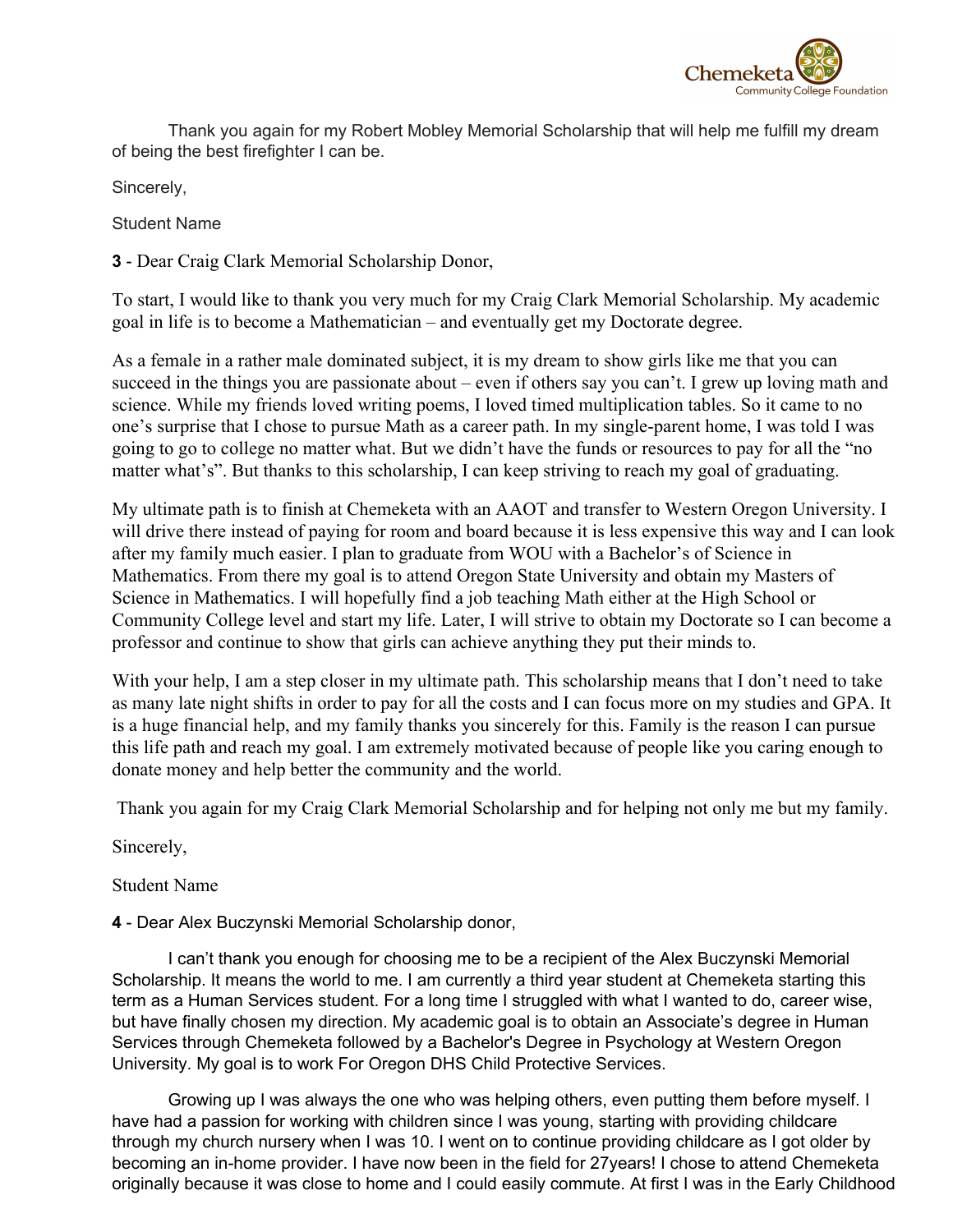Thank you again for my Robert Mobley Memorial Scholarship that will help me fulfill my dream of being the best firefighter I can be.

Sincerely,

Student Name

**3** - Dear Craig Clark Memorial Scholarship Donor,

To start, I would like to thank you very much for my Craig Clark Memorial Scholarship. My academic goal in life is to become a Mathematician – and eventually get my Doctorate degree.

As a female in a rather male dominated subject, it is my dream to show girls like me that you can succeed in the things you are passionate about – even if others say you can't. I grew up loving math and science. While my friends loved writing poems, I loved timed multiplication tables. So it came to no one's surprise that I chose to pursue Math as a career path. In my single-parent home, I was told I was going to go to college no matter what. But we didn't have the funds or resources to pay for all the "no matter what's". But thanks to this scholarship, I can keep striving to reach my goal of graduating.

My ultimate path is to finish at Chemeketa with an AAOT and transfer to Western Oregon University. I will drive there instead of paying for room and board because it is less expensive this way and I can look after my family much easier. I plan to graduate from WOU with a Bachelor's of Science in Mathematics. From there my goal is to attend Oregon State University and obtain my Masters of Science in Mathematics. I will hopefully find a job teaching Math either at the High School or Community College level and start my life. Later, I will strive to obtain my Doctorate so I can become a professor and continue to show that girls can achieve anything they put their minds to.

With your help, I am a step closer in my ultimate path. This scholarship means that I don't need to take as many late night shifts in order to pay for all the costs and I can focus more on my studies and GPA. It is a huge financial help, and my family thanks you sincerely for this. Family is the reason I can pursue this life path and reach my goal. I am extremely motivated because of people like you caring enough to donate money and help better the community and the world.

Thank you again for my Craig Clark Memorial Scholarship and for helping not only me but my family.

Sincerely,

Student Name

**4** - Dear Alex Buczynski Memorial Scholarship donor,

I can't thank you enough for choosing me to be a recipient of the Alex Buczynski Memorial Scholarship. It means the world to me. I am currently a third year student at Chemeketa starting this term as a Human Services student. For a long time I struggled with what I wanted to do, career wise, but have finally chosen my direction. My academic goal is to obtain an Associate's degree in Human Services through Chemeketa followed by a Bachelor's Degree in Psychology at Western Oregon University. My goal is to work For Oregon DHS Child Protective Services.

Growing up I was always the one who was helping others, even putting them before myself. I have had a passion for working with children since I was young, starting with providing childcare through my church nursery when I was 10. I went on to continue providing childcare as I got older by becoming an in-home provider. I have now been in the field for 27years! I chose to attend Chemeketa originally because it was close to home and I could easily commute. At first I was in the Early Childhood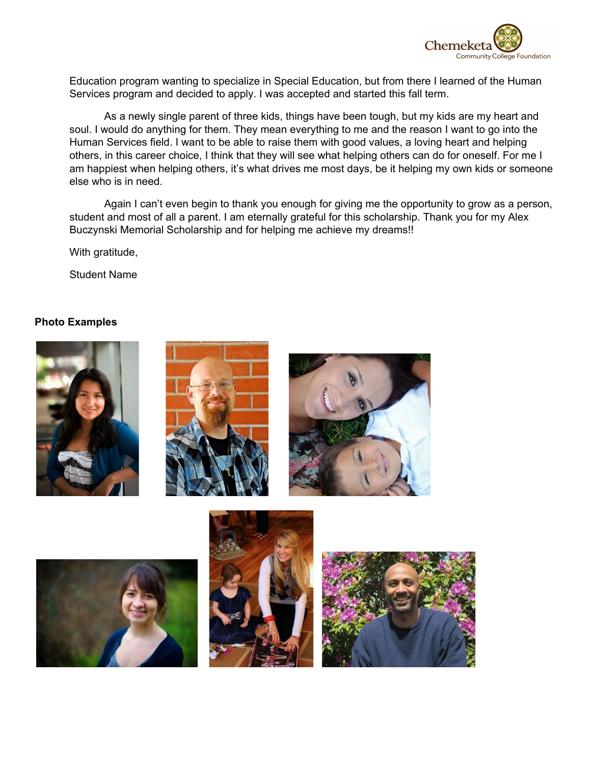Education program wanting to specialize in Special Education, but from there I learned of the Human Services program and decided to apply. I was accepted and started this fall term.

As a newly single parent of three kids, things have been tough, but my kids are my heart and soul. I would do anything for them. They mean everything to me and the reason I want to go into the Human Services field. I want to be able to raise them with good values, a loving heart and helping others, in this career choice, I think that they will see what helping others can do for oneself. For me I am happiest when helping others, it's what drives me most days, be it helping my own kids or someone else who is in need.

Again I can't even begin to thank you enough for giving me the opportunity to grow as a person, student and most of all a parent. I am eternally grateful for this scholarship. Thank you for my Alex Buczynski Memorial Scholarship and for helping me achieve my dreams!!

With gratitude,

Student Name

**Photo Examples**